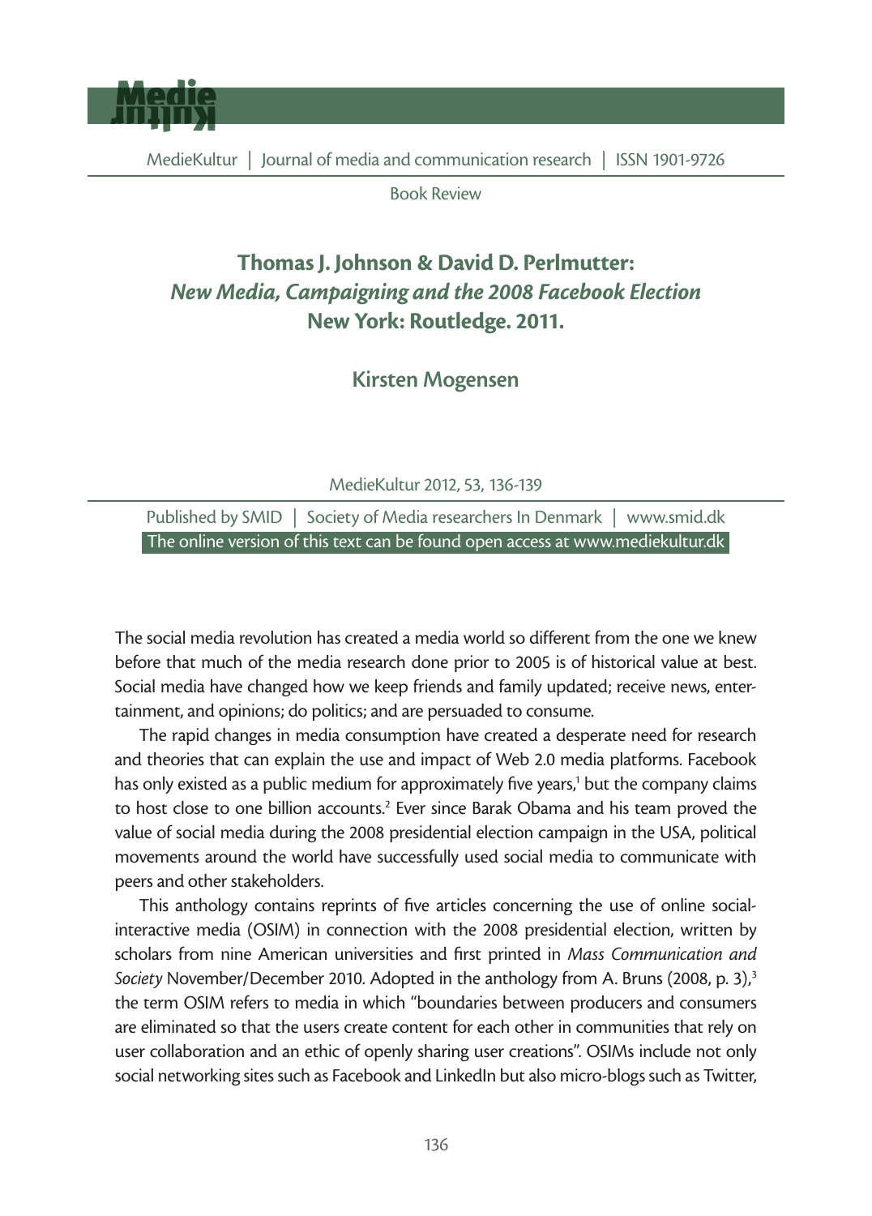MedieKultur | Journal of media and communication research | ISSN 1901-9726

Book Review

# Thomas J. Johnson & David D. Perlmutter: *New Media, Campaigning and the 2008 Facebook Election* New York: Routledge. 2011.

## Kirsten Mogensen

MedieKultur 2012, 53, 136-139

Published by SMID | Society of Media researchers In Denmark | www.smid.dk
The online version of this text can be found open access at www.mediekultur.dk

The social media revolution has created a media world so different from the one we knew before that much of the media research done prior to 2005 is of historical value at best. Social media have changed how we keep friends and family updated; receive news, entertainment, and opinions; do politics; and are persuaded to consume.

The rapid changes in media consumption have created a desperate need for research and theories that can explain the use and impact of Web 2.0 media platforms. Facebook has only existed as a public medium for approximately five years,[1] but the company claims to host close to one billion accounts.[2] Ever since Barak Obama and his team proved the value of social media during the 2008 presidential election campaign in the USA, political movements around the world have successfully used social media to communicate with peers and other stakeholders.

This anthology contains reprints of five articles concerning the use of online social-interactive media (OSIM) in connection with the 2008 presidential election, written by scholars from nine American universities and first printed in *Mass Communication and Society* November/December 2010. Adopted in the anthology from A. Bruns (2008, p. 3),[3] the term OSIM refers to media in which "boundaries between producers and consumers are eliminated so that the users create content for each other in communities that rely on user collaboration and an ethic of openly sharing user creations". OSIMs include not only social networking sites such as Facebook and LinkedIn but also micro-blogs such as Twitter,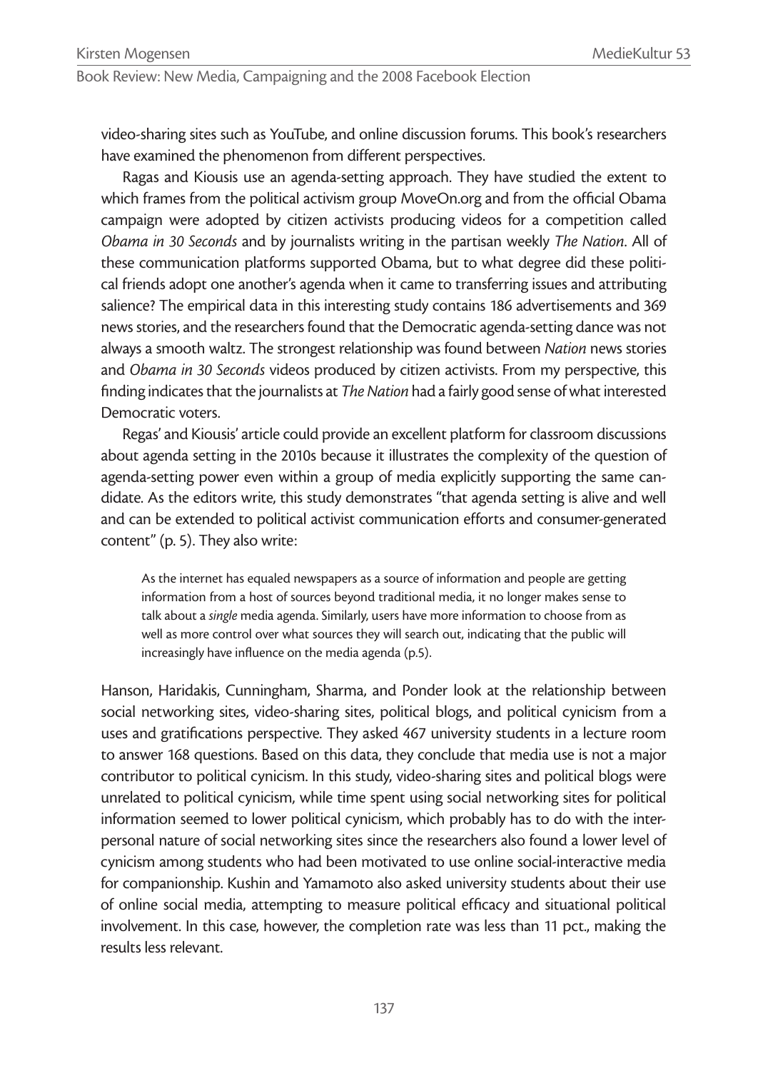video-sharing sites such as YouTube, and online discussion forums. This book's researchers have examined the phenomenon from different perspectives.

Ragas and Kiousis use an agenda-setting approach. They have studied the extent to which frames from the political activism group MoveOn.org and from the official Obama campaign were adopted by citizen activists producing videos for a competition called *Obama in 30 Seconds* and by journalists writing in the partisan weekly *The Nation*. All of these communication platforms supported Obama, but to what degree did these political friends adopt one another's agenda when it came to transferring issues and attributing salience? The empirical data in this interesting study contains 186 advertisements and 369 news stories, and the researchers found that the Democratic agenda-setting dance was not always a smooth waltz. The strongest relationship was found between *Nation* news stories and *Obama in 30 Seconds* videos produced by citizen activists. From my perspective, this finding indicates that the journalists at *The Nation* had a fairly good sense of what interested Democratic voters.

Regas' and Kiousis' article could provide an excellent platform for classroom discussions about agenda setting in the 2010s because it illustrates the complexity of the question of agenda-setting power even within a group of media explicitly supporting the same candidate. As the editors write, this study demonstrates "that agenda setting is alive and well and can be extended to political activist communication efforts and consumer-generated content" (p. 5). They also write:

> As the internet has equaled newspapers as a source of information and people are getting information from a host of sources beyond traditional media, it no longer makes sense to talk about a *single* media agenda. Similarly, users have more information to choose from as well as more control over what sources they will search out, indicating that the public will increasingly have influence on the media agenda (p.5).

Hanson, Haridakis, Cunningham, Sharma, and Ponder look at the relationship between social networking sites, video-sharing sites, political blogs, and political cynicism from a uses and gratifications perspective. They asked 467 university students in a lecture room to answer 168 questions. Based on this data, they conclude that media use is not a major contributor to political cynicism. In this study, video-sharing sites and political blogs were unrelated to political cynicism, while time spent using social networking sites for political information seemed to lower political cynicism, which probably has to do with the interpersonal nature of social networking sites since the researchers also found a lower level of cynicism among students who had been motivated to use online social-interactive media for companionship. Kushin and Yamamoto also asked university students about their use of online social media, attempting to measure political efficacy and situational political involvement. In this case, however, the completion rate was less than 11 pct., making the results less relevant.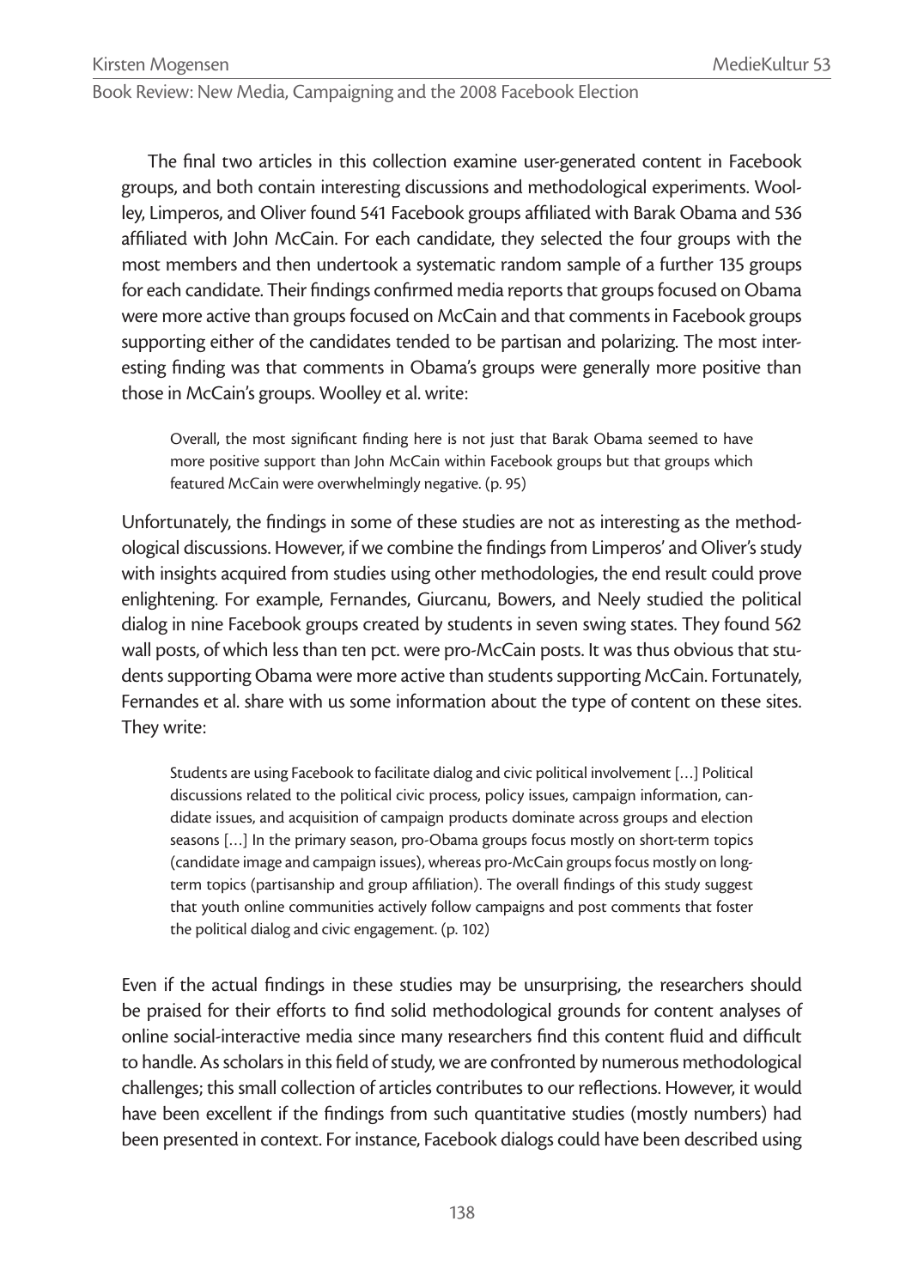The final two articles in this collection examine user-generated content in Facebook groups, and both contain interesting discussions and methodological experiments. Woolley, Limperos, and Oliver found 541 Facebook groups affiliated with Barak Obama and 536 affiliated with John McCain. For each candidate, they selected the four groups with the most members and then undertook a systematic random sample of a further 135 groups for each candidate. Their findings confirmed media reports that groups focused on Obama were more active than groups focused on McCain and that comments in Facebook groups supporting either of the candidates tended to be partisan and polarizing. The most interesting finding was that comments in Obama's groups were generally more positive than those in McCain's groups. Woolley et al. write:

> Overall, the most significant finding here is not just that Barak Obama seemed to have more positive support than John McCain within Facebook groups but that groups which featured McCain were overwhelmingly negative. (p. 95)

Unfortunately, the findings in some of these studies are not as interesting as the methodological discussions. However, if we combine the findings from Limperos' and Oliver's study with insights acquired from studies using other methodologies, the end result could prove enlightening. For example, Fernandes, Giurcanu, Bowers, and Neely studied the political dialog in nine Facebook groups created by students in seven swing states. They found 562 wall posts, of which less than ten pct. were pro-McCain posts. It was thus obvious that students supporting Obama were more active than students supporting McCain. Fortunately, Fernandes et al. share with us some information about the type of content on these sites. They write:

> Students are using Facebook to facilitate dialog and civic political involvement […] Political discussions related to the political civic process, policy issues, campaign information, candidate issues, and acquisition of campaign products dominate across groups and election seasons […] In the primary season, pro-Obama groups focus mostly on short-term topics (candidate image and campaign issues), whereas pro-McCain groups focus mostly on long-term topics (partisanship and group affiliation). The overall findings of this study suggest that youth online communities actively follow campaigns and post comments that foster the political dialog and civic engagement. (p. 102)

Even if the actual findings in these studies may be unsurprising, the researchers should be praised for their efforts to find solid methodological grounds for content analyses of online social-interactive media since many researchers find this content fluid and difficult to handle. As scholars in this field of study, we are confronted by numerous methodological challenges; this small collection of articles contributes to our reflections. However, it would have been excellent if the findings from such quantitative studies (mostly numbers) had been presented in context. For instance, Facebook dialogs could have been described using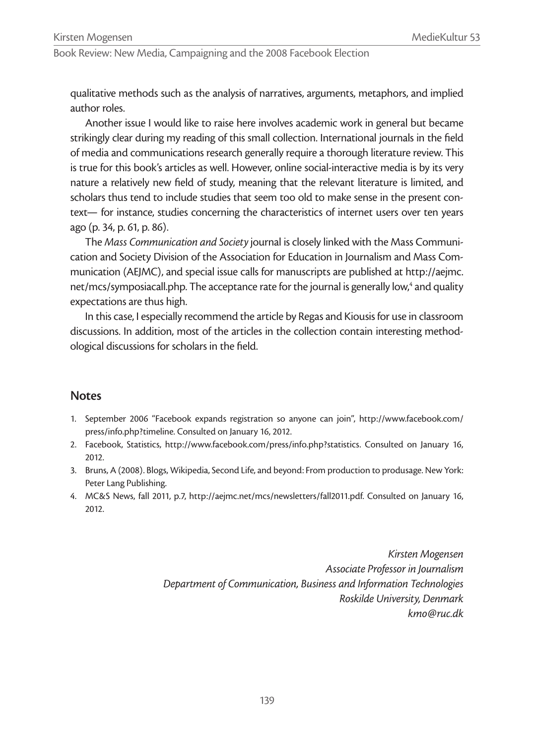qualitative methods such as the analysis of narratives, arguments, metaphors, and implied author roles.

Another issue I would like to raise here involves academic work in general but became strikingly clear during my reading of this small collection. International journals in the field of media and communications research generally require a thorough literature review. This is true for this book's articles as well. However, online social-interactive media is by its very nature a relatively new field of study, meaning that the relevant literature is limited, and scholars thus tend to include studies that seem too old to make sense in the present context— for instance, studies concerning the characteristics of internet users over ten years ago (p. 34, p. 61, p. 86).

The *Mass Communication and Society* journal is closely linked with the Mass Communication and Society Division of the Association for Education in Journalism and Mass Communication (AEJMC), and special issue calls for manuscripts are published at http://aejmc.net/mcs/symposiacall.php. The acceptance rate for the journal is generally low,[4] and quality expectations are thus high.

In this case, I especially recommend the article by Regas and Kiousis for use in classroom discussions. In addition, most of the articles in the collection contain interesting methodological discussions for scholars in the field.

## Notes

1. September 2006 "Facebook expands registration so anyone can join", http://www.facebook.com/press/info.php?timeline. Consulted on January 16, 2012.
2. Facebook, Statistics, http://www.facebook.com/press/info.php?statistics. Consulted on January 16, 2012.
3. Bruns, A (2008). Blogs, Wikipedia, Second Life, and beyond: From production to produsage. New York: Peter Lang Publishing.
4. MC&S News, fall 2011, p.7, http://aejmc.net/mcs/newsletters/fall2011.pdf. Consulted on January 16, 2012.

*Kirsten Mogensen*
*Associate Professor in Journalism*
*Department of Communication, Business and Information Technologies*
*Roskilde University, Denmark*
*kmo@ruc.dk*